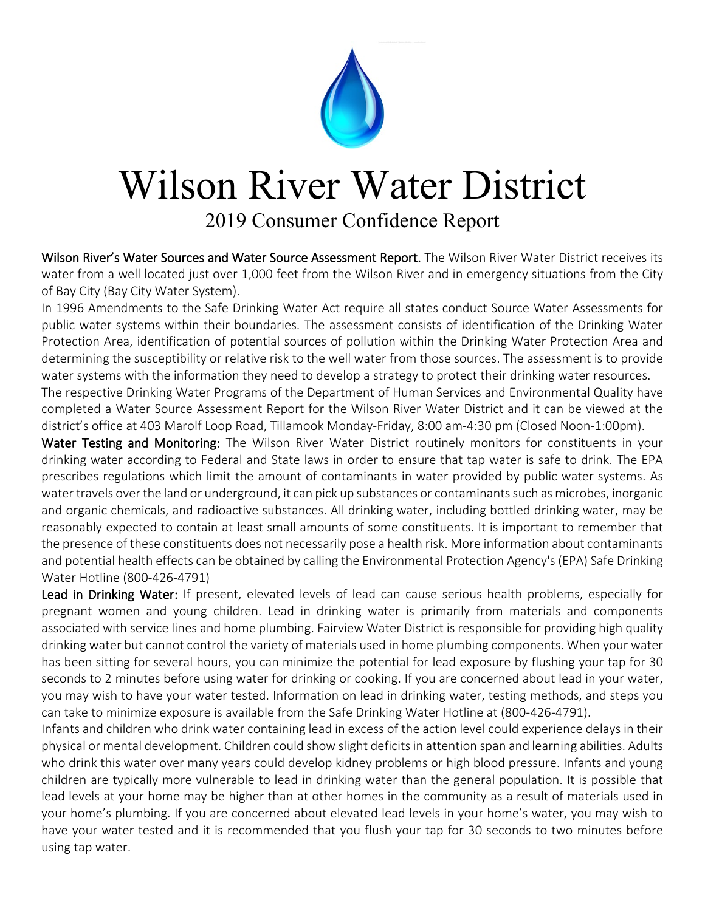# Wilson River Water District

## 2019 Consumer Confidence Report

**Wilson River's Water Sources and Water Source Assessment Report.** The Wilson River Water District receives its water from a well located just over 1,000 feet from the Wilson River and in emergency situations from the City of Bay City (Bay City Water System).

In 1996 Amendments to the Safe Drinking Water Act require all states conduct Source Water Assessments for public water systems within their boundaries. The assessment consists of identification of the Drinking Water Protection Area, identification of potential sources of pollution within the Drinking Water Protection Area and determining the susceptibility or relative risk to the well water from those sources. The assessment is to provide water systems with the information they need to develop a strategy to protect their drinking water resources.

The respective Drinking Water Programs of the Department of Human Services and Environmental Quality have completed a Water Source Assessment Report for the Wilson River Water District and it can be viewed at the district's office at 403 Marolf Loop Road, Tillamook Monday-Friday, 8:00 am-4:30 pm (Closed Noon-1:00pm).

**Water Testing and Monitoring:** The Wilson River Water District routinely monitors for constituents in your drinking water according to Federal and State laws in order to ensure that tap water is safe to drink. The EPA prescribes regulations which limit the amount of contaminants in water provided by public water systems. As water travels over the land or underground, it can pick up substances or contaminants such as microbes, inorganic and organic chemicals, and radioactive substances. All drinking water, including bottled drinking water, may be reasonably expected to contain at least small amounts of some constituents. It is important to remember that the presence of these constituents does not necessarily pose a health risk. More information about contaminants and potential health effects can be obtained by calling the Environmental Protection Agency's (EPA) Safe Drinking Water Hotline (800-426-4791)

**Lead in Drinking Water:** If present, elevated levels of lead can cause serious health problems, especially for pregnant women and young children. Lead in drinking water is primarily from materials and components associated with service lines and home plumbing. Fairview Water District is responsible for providing high quality drinking water but cannot control the variety of materials used in home plumbing components. When your water has been sitting for several hours, you can minimize the potential for lead exposure by flushing your tap for 30 seconds to 2 minutes before using water for drinking or cooking. If you are concerned about lead in your water, you may wish to have your water tested. Information on lead in drinking water, testing methods, and steps you can take to minimize exposure is available from the Safe Drinking Water Hotline at (800-426-4791).

Infants and children who drink water containing lead in excess of the action level could experience delays in their physical or mental development. Children could show slight deficits in attention span and learning abilities. Adults who drink this water over many years could develop kidney problems or high blood pressure. Infants and young children are typically more vulnerable to lead in drinking water than the general population. It is possible that lead levels at your home may be higher than at other homes in the community as a result of materials used in your home's plumbing. If you are concerned about elevated lead levels in your home's water, you may wish to have your water tested and it is recommended that you flush your tap for 30 seconds to two minutes before using tap water.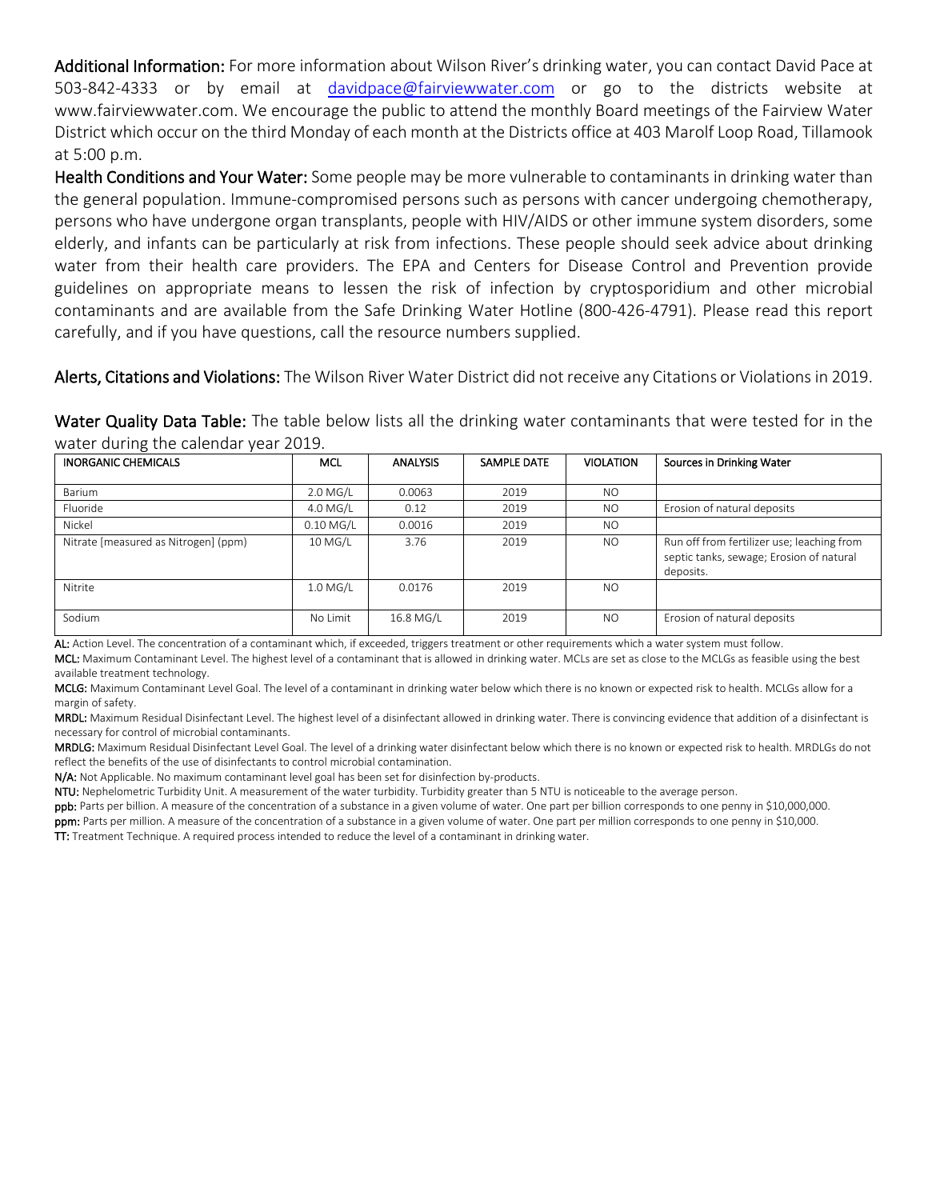**Additional Information:** For more information about Wilson River's drinking water, you can contact David Pace at 503-842-4333 or by email at davidpace@fairviewwater.com or go to the districts website at www.fairviewwater.com. We encourage the public to attend the monthly Board meetings of the Fairview Water District which occur on the third Monday of each month at the Districts office at 403 Marolf Loop Road, Tillamook at 5:00 p.m.

**Health Conditions and Your Water:** Some people may be more vulnerable to contaminants in drinking water than the general population. Immune-compromised persons such as persons with cancer undergoing chemotherapy, persons who have undergone organ transplants, people with HIV/AIDS or other immune system disorders, some elderly, and infants can be particularly at risk from infections. These people should seek advice about drinking water from their health care providers. The EPA and Centers for Disease Control and Prevention provide guidelines on appropriate means to lessen the risk of infection by cryptosporidium and other microbial contaminants and are available from the Safe Drinking Water Hotline (800-426-4791). Please read this report carefully, and if you have questions, call the resource numbers supplied.

**Alerts, Citations and Violations:** The Wilson River Water District did not receive any Citations or Violations in 2019.

**Water Quality Data Table:** The table below lists all the drinking water contaminants that were tested for in the water during the calendar year 2019.

| INORGANIC CHEMICALS | MCL | ANALYSIS | SAMPLE DATE | VIOLATION | Sources in Drinking Water |
|---|---|---|---|---|---|
| Barium | 2.0 MG/L | 0.0063 | 2019 | NO | |
| Fluoride | 4.0 MG/L | 0.12 | 2019 | NO | Erosion of natural deposits |
| Nickel | 0.10 MG/L | 0.0016 | 2019 | NO | |
| Nitrate [measured as Nitrogen] (ppm) | 10 MG/L | 3.76 | 2019 | NO | Run off from fertilizer use; leaching from septic tanks, sewage; Erosion of natural deposits. |
| Nitrite | 1.0 MG/L | 0.0176 | 2019 | NO | |
| Sodium | No Limit | 16.8 MG/L | 2019 | NO | Erosion of natural deposits |

**AL:** Action Level. The concentration of a contaminant which, if exceeded, triggers treatment or other requirements which a water system must follow.

**MCL:** Maximum Contaminant Level. The highest level of a contaminant that is allowed in drinking water. MCLs are set as close to the MCLGs as feasible using the best available treatment technology.

**MCLG:** Maximum Contaminant Level Goal. The level of a contaminant in drinking water below which there is no known or expected risk to health. MCLGs allow for a margin of safety.

**MRDL:** Maximum Residual Disinfectant Level. The highest level of a disinfectant allowed in drinking water. There is convincing evidence that addition of a disinfectant is necessary for control of microbial contaminants.

**MRDLG:** Maximum Residual Disinfectant Level Goal. The level of a drinking water disinfectant below which there is no known or expected risk to health. MRDLGs do not reflect the benefits of the use of disinfectants to control microbial contamination.

**N/A:** Not Applicable. No maximum contaminant level goal has been set for disinfection by-products.

**NTU:** Nephelometric Turbidity Unit. A measurement of the water turbidity. Turbidity greater than 5 NTU is noticeable to the average person.

**ppb:** Parts per billion. A measure of the concentration of a substance in a given volume of water. One part per billion corresponds to one penny in $10,000,000.

**ppm:** Parts per million. A measure of the concentration of a substance in a given volume of water. One part per million corresponds to one penny in $10,000.

**TT:** Treatment Technique. A required process intended to reduce the level of a contaminant in drinking water.